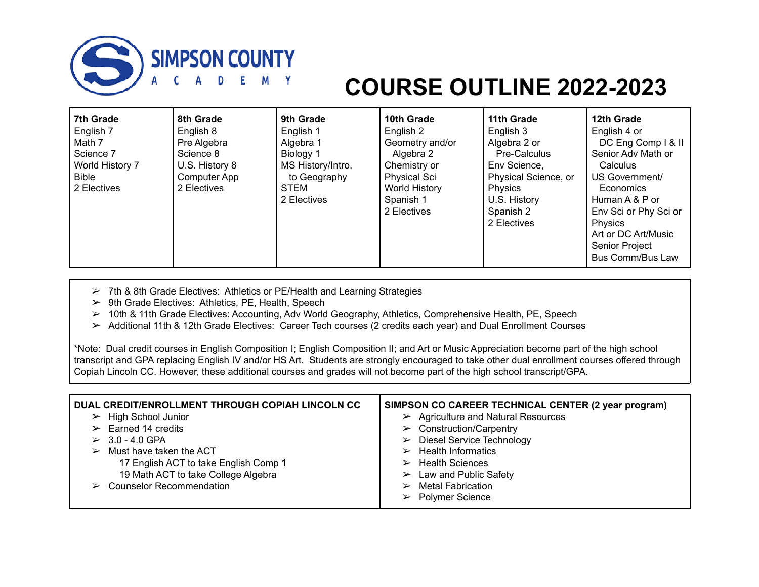# SIMPSON COUNTY ACADEMY

# COURSE OUTLINE 2022-2023

| 7th Grade | 8th Grade | 9th Grade | 10th Grade | 11th Grade | 12th Grade |
|---|---|---|---|---|---|
| English 7<br>Math 7<br>Science 7<br>World History 7<br>Bible<br>2 Electives | English 8<br>Pre Algebra<br>Science 8<br>U.S. History 8<br>Computer App<br>2 Electives | English 1<br>Algebra 1<br>Biology 1<br>MS History/Intro. to Geography<br>STEM<br>2 Electives | English 2<br>Geometry and/or Algebra 2<br>Chemistry or Physical Sci<br>World History<br>Spanish 1<br>2 Electives | English 3<br>Algebra 2 or Pre-Calculus<br>Env Science, Physical Science, or Physics<br>U.S. History<br>Spanish 2<br>2 Electives | English 4 or DC Eng Comp I & II<br>Senior Adv Math or Calculus<br>US Government/ Economics<br>Human A & P or Env Sci or Phy Sci or Physics<br>Art or DC Art/Music<br>Senior Project<br>Bus Comm/Bus Law |

- 7th & 8th Grade Electives: Athletics or PE/Health and Learning Strategies
- 9th Grade Electives: Athletics, PE, Health, Speech
- 10th & 11th Grade Electives: Accounting, Adv World Geography, Athletics, Comprehensive Health, PE, Speech
- Additional 11th & 12th Grade Electives: Career Tech courses (2 credits each year) and Dual Enrollment Courses

*Note: Dual credit courses in English Composition I; English Composition II; and Art or Music Appreciation become part of the high school transcript and GPA replacing English IV and/or HS Art. Students are strongly encouraged to take other dual enrollment courses offered through Copiah Lincoln CC. However, these additional courses and grades will not become part of the high school transcript/GPA.

**DUAL CREDIT/ENROLLMENT THROUGH COPIAH LINCOLN CC**

- High School Junior
- Earned 14 credits
- 3.0 - 4.0 GPA
- Must have taken the ACT
  - 17 English ACT to take English Comp 1
  - 19 Math ACT to take College Algebra
- Counselor Recommendation

**SIMPSON CO CAREER TECHNICAL CENTER (2 year program)**

- Agriculture and Natural Resources
- Construction/Carpentry
- Diesel Service Technology
- Health Informatics
- Health Sciences
- Law and Public Safety
- Metal Fabrication
- Polymer Science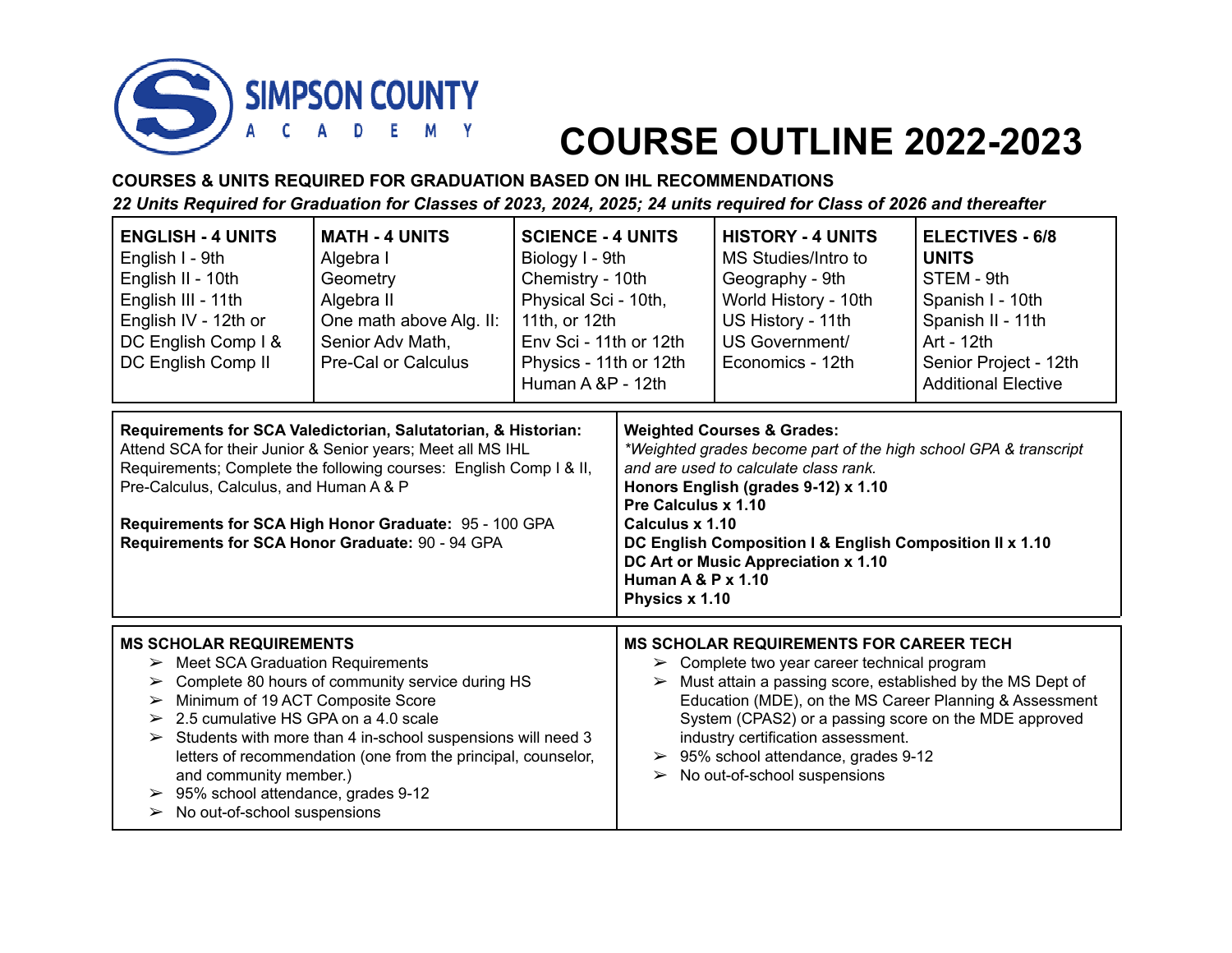SIMPSON COUNTY ACADEMY

# COURSE OUTLINE 2022-2023

**COURSES & UNITS REQUIRED FOR GRADUATION BASED ON IHL RECOMMENDATIONS**

***22 Units Required for Graduation for Classes of 2023, 2024, 2025; 24 units required for Class of 2026 and thereafter***

| ENGLISH - 4 UNITS | MATH - 4 UNITS | SCIENCE - 4 UNITS | HISTORY - 4 UNITS | ELECTIVES - 6/8 UNITS |
|---|---|---|---|---|
| English I - 9th | Algebra I | Biology I - 9th | MS Studies/Intro to Geography - 9th | STEM - 9th |
| English II - 10th | Geometry | Chemistry - 10th | World History - 10th | Spanish I - 10th |
| English III - 11th | Algebra II | Physical Sci - 10th, 11th, or 12th | US History - 11th | Spanish II - 11th |
| English IV - 12th or DC English Comp I & DC English Comp II | One math above Alg. II: Senior Adv Math, Pre-Cal or Calculus | Env Sci - 11th or 12th | US Government/ Economics - 12th | Art - 12th |
| | | Physics - 11th or 12th | | Senior Project - 12th |
| | | Human A &P - 12th | | Additional Elective |

**Requirements for SCA Valedictorian, Salutatorian, & Historian:** Attend SCA for their Junior & Senior years; Meet all MS IHL Requirements; Complete the following courses: English Comp I & II, Pre-Calculus, Calculus, and Human A & P

**Requirements for SCA High Honor Graduate:** 95 - 100 GPA
**Requirements for SCA Honor Graduate:** 90 - 94 GPA

**Weighted Courses & Grades:**
*\*Weighted grades become part of the high school GPA & transcript and are used to calculate class rank.*
**Honors English (grades 9-12) x 1.10**
**Pre Calculus x 1.10**
**Calculus x 1.10**
**DC English Composition I & English Composition II x 1.10**
**DC Art or Music Appreciation x 1.10**
**Human A & P x 1.10**
**Physics x 1.10**

**MS SCHOLAR REQUIREMENTS**

- Meet SCA Graduation Requirements
- Complete 80 hours of community service during HS
- Minimum of 19 ACT Composite Score
- 2.5 cumulative HS GPA on a 4.0 scale
- Students with more than 4 in-school suspensions will need 3 letters of recommendation (one from the principal, counselor, and community member.)
- 95% school attendance, grades 9-12
- No out-of-school suspensions

**MS SCHOLAR REQUIREMENTS FOR CAREER TECH**

- Complete two year career technical program
- Must attain a passing score, established by the MS Dept of Education (MDE), on the MS Career Planning & Assessment System (CPAS2) or a passing score on the MDE approved industry certification assessment.
- 95% school attendance, grades 9-12
- No out-of-school suspensions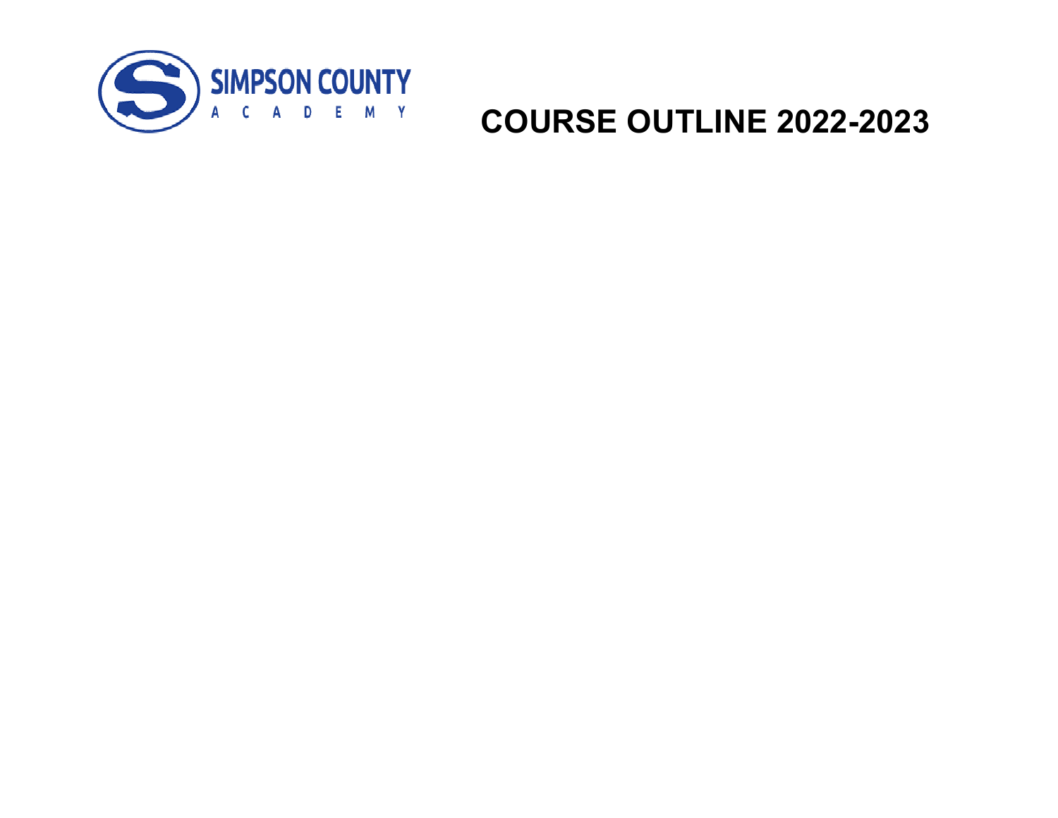SIMPSON COUNTY
A C A D E M Y

# COURSE OUTLINE 2022-2023